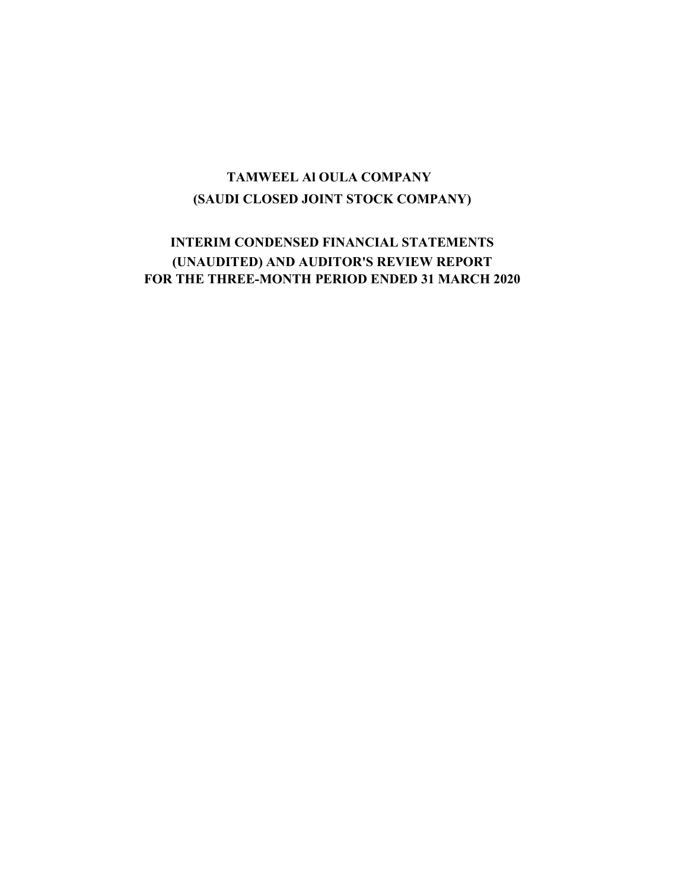# TAMWEEL Al OULA COMPANY

# (SAUDI CLOSED JOINT STOCK COMPANY)

## INTERIM CONDENSED FINANCIAL STATEMENTS (UNAUDITED) AND AUDITOR'S REVIEW REPORT FOR THE THREE-MONTH PERIOD ENDED 31 MARCH 2020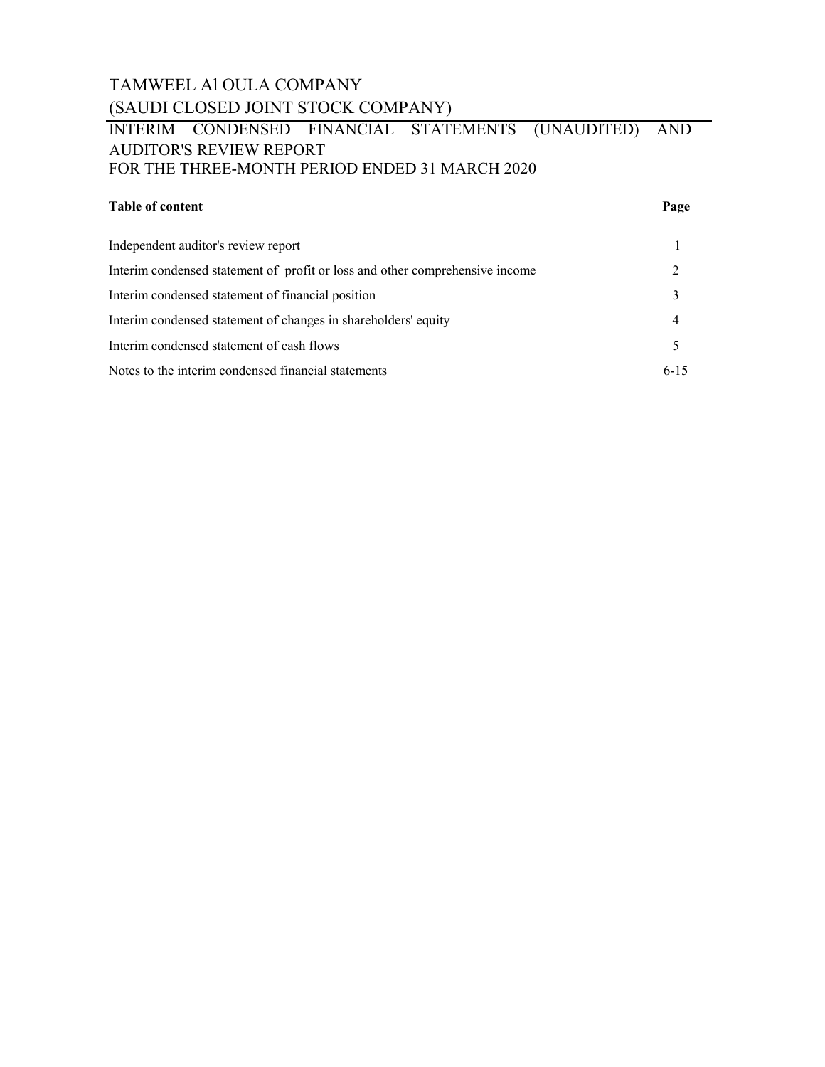# TAMWEEL Al OULA COMPANY
## (SAUDI CLOSED JOINT STOCK COMPANY)
### INTERIM CONDENSED FINANCIAL STATEMENTS (UNAUDITED) AND AUDITOR'S REVIEW REPORT
### FOR THE THREE-MONTH PERIOD ENDED 31 MARCH 2020

| **Table of content** | **Page** |
|---|---|
| Independent auditor's review report | 1 |
| Interim condensed statement of profit or loss and other comprehensive income | 2 |
| Interim condensed statement of financial position | 3 |
| Interim condensed statement of changes in shareholders' equity | 4 |
| Interim condensed statement of cash flows | 5 |
| Notes to the interim condensed financial statements | 6-15 |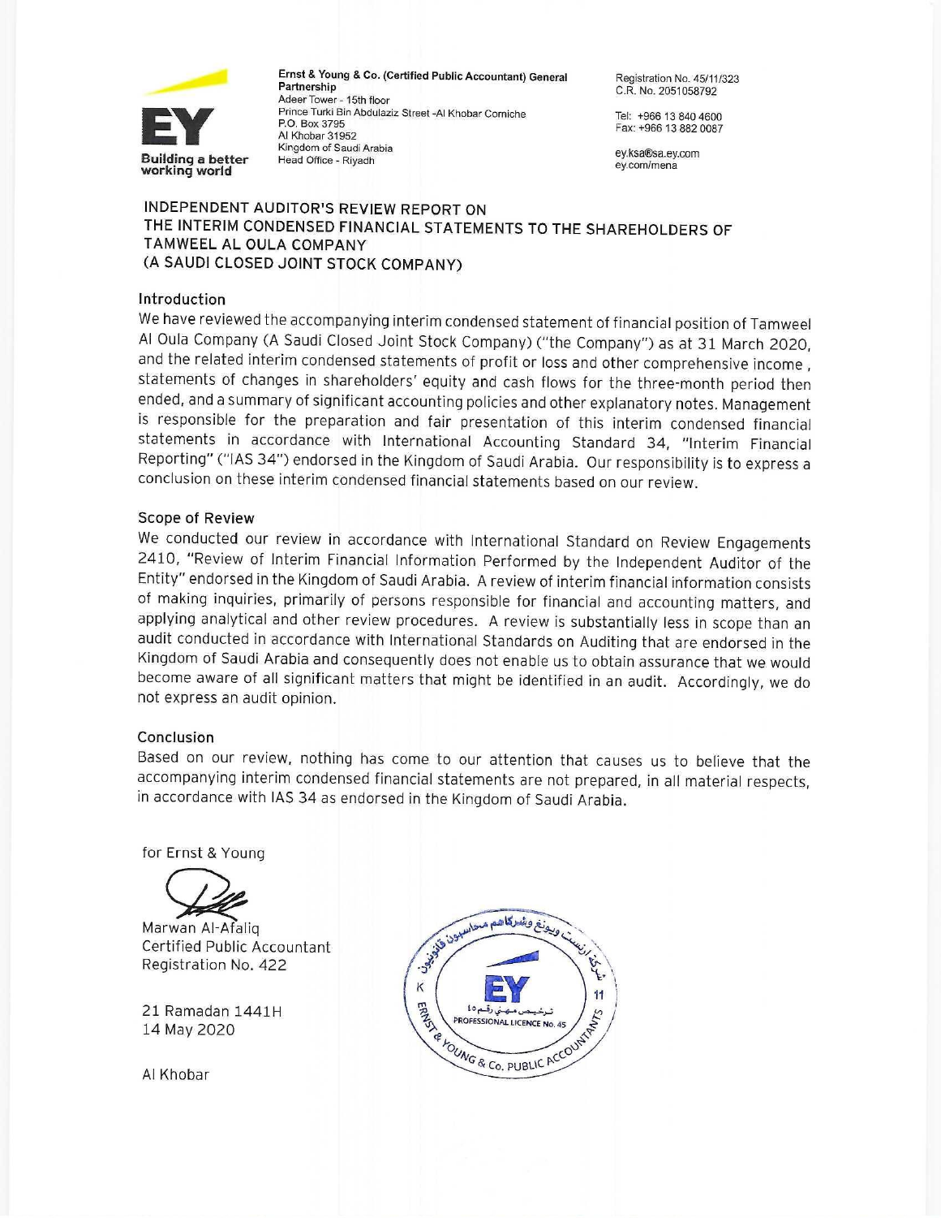Ernst & Young & Co. (Certified Public Accountant) General Partnership
Adeer Tower - 15th floor
Prince Turki Bin Abdulaziz Street -Al Khobar Corniche
P.O. Box 3795
Al Khobar 31952
Kingdom of Saudi Arabia
Head Office - Riyadh

Registration No. 45/11/323
C.R. No. 2051058792

Tel: +966 13 840 4600
Fax: +966 13 882 0087

ey.ksa@sa.ey.com
ey.com/mena

## INDEPENDENT AUDITOR'S REVIEW REPORT ON THE INTERIM CONDENSED FINANCIAL STATEMENTS TO THE SHAREHOLDERS OF TAMWEEL AL OULA COMPANY (A SAUDI CLOSED JOINT STOCK COMPANY)

### Introduction

We have reviewed the accompanying interim condensed statement of financial position of Tamweel Al Oula Company (A Saudi Closed Joint Stock Company) ("the Company") as at 31 March 2020, and the related interim condensed statements of profit or loss and other comprehensive income, statements of changes in shareholders' equity and cash flows for the three-month period then ended, and a summary of significant accounting policies and other explanatory notes. Management is responsible for the preparation and fair presentation of this interim condensed financial statements in accordance with International Accounting Standard 34, "Interim Financial Reporting" ("IAS 34") endorsed in the Kingdom of Saudi Arabia. Our responsibility is to express a conclusion on these interim condensed financial statements based on our review.

### Scope of Review

We conducted our review in accordance with International Standard on Review Engagements 2410, "Review of Interim Financial Information Performed by the Independent Auditor of the Entity" endorsed in the Kingdom of Saudi Arabia. A review of interim financial information consists of making inquiries, primarily of persons responsible for financial and accounting matters, and applying analytical and other review procedures. A review is substantially less in scope than an audit conducted in accordance with International Standards on Auditing that are endorsed in the Kingdom of Saudi Arabia and consequently does not enable us to obtain assurance that we would become aware of all significant matters that might be identified in an audit. Accordingly, we do not express an audit opinion.

### Conclusion

Based on our review, nothing has come to our attention that causes us to believe that the accompanying interim condensed financial statements are not prepared, in all material respects, in accordance with IAS 34 as endorsed in the Kingdom of Saudi Arabia.

for Ernst & Young

Marwan Al-Afaliq
Certified Public Accountant
Registration No. 422

21 Ramadan 1441H
14 May 2020

Al Khobar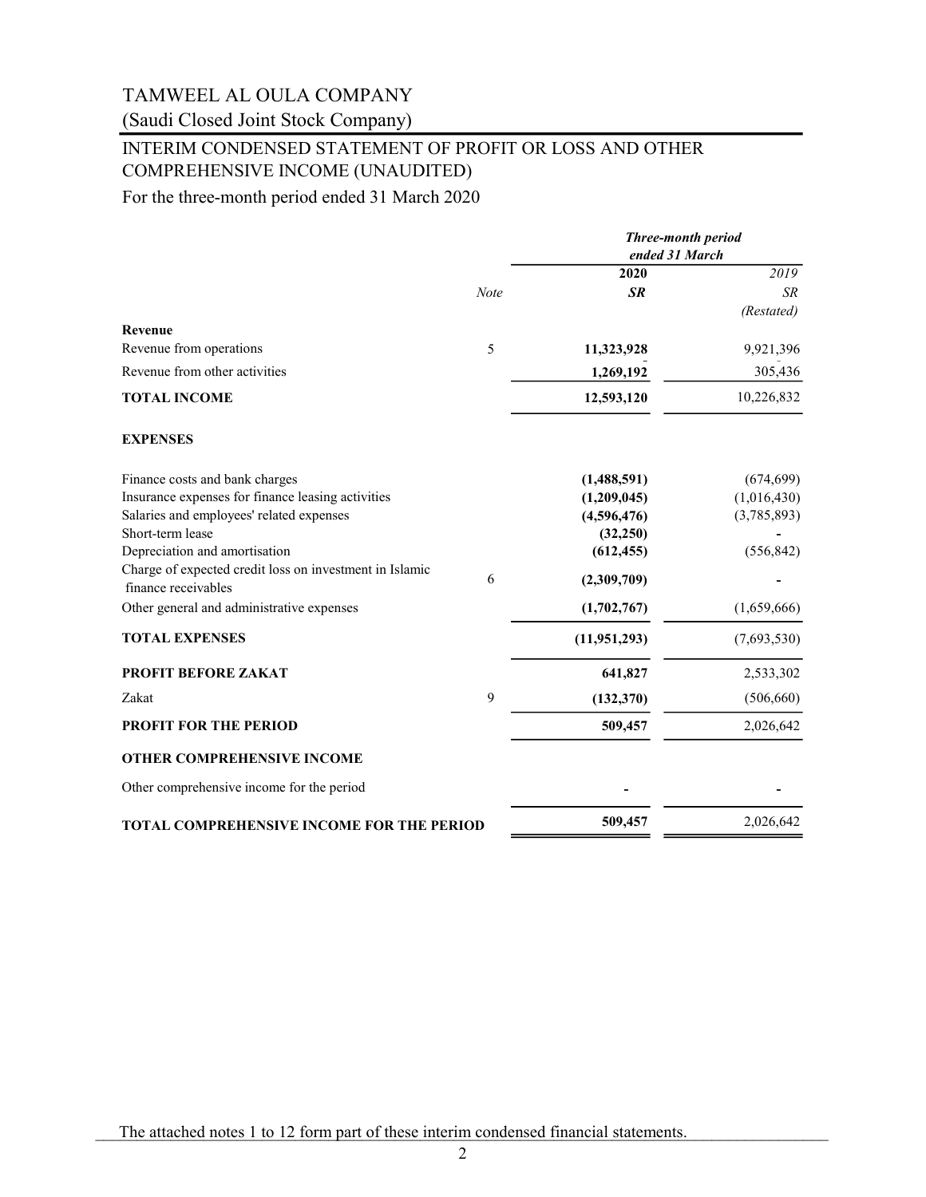# TAMWEEL AL OULA COMPANY

(Saudi Closed Joint Stock Company)

## INTERIM CONDENSED STATEMENT OF PROFIT OR LOSS AND OTHER COMPREHENSIVE INCOME (UNAUDITED)

For the three-month period ended 31 March 2020

| | Note | *Three-month period ended 31 March* | |
|---|---|---|---|
| | | **2020** | *2019* |
| | | ***SR*** | *SR* |
| | | | *(Restated)* |
| **Revenue** | | | |
| Revenue from operations | 5 | **11,323,928** | 9,921,396 |
| Revenue from other activities | | **1,269,192** | 305,436 |
| **TOTAL INCOME** | | **12,593,120** | 10,226,832 |
| **EXPENSES** | | | |
| Finance costs and bank charges | | **(1,488,591)** | (674,699) |
| Insurance expenses for finance leasing activities | | **(1,209,045)** | (1,016,430) |
| Salaries and employees' related expenses | | **(4,596,476)** | (3,785,893) |
| Short-term lease | | **(32,250)** | - |
| Depreciation and amortisation | | **(612,455)** | (556,842) |
| Charge of expected credit loss on investment in Islamic finance receivables | 6 | **(2,309,709)** | - |
| Other general and administrative expenses | | **(1,702,767)** | (1,659,666) |
| **TOTAL EXPENSES** | | **(11,951,293)** | (7,693,530) |
| **PROFIT BEFORE ZAKAT** | | **641,827** | 2,533,302 |
| Zakat | 9 | **(132,370)** | (506,660) |
| **PROFIT FOR THE PERIOD** | | **509,457** | 2,026,642 |
| **OTHER COMPREHENSIVE INCOME** | | | |
| Other comprehensive income for the period | | **-** | - |
| **TOTAL COMPREHENSIVE INCOME FOR THE PERIOD** | | **509,457** | 2,026,642 |

The attached notes 1 to 12 form part of these interim condensed financial statements.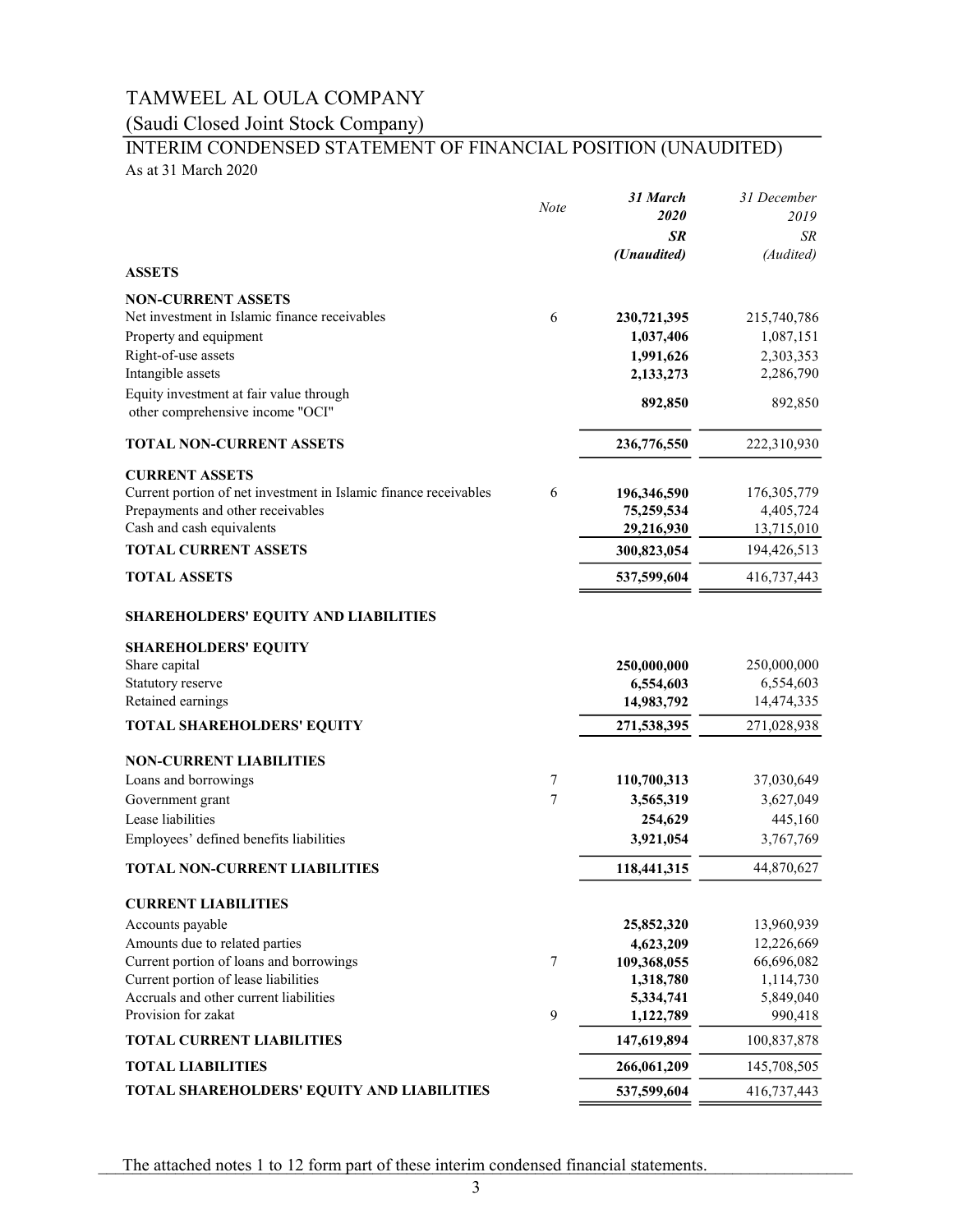# TAMWEEL AL OULA COMPANY

## (Saudi Closed Joint Stock Company)

## INTERIM CONDENSED STATEMENT OF FINANCIAL POSITION (UNAUDITED)

As at 31 March 2020

| | Note | *31 March 2020* *SR* *(Unaudited)* | *31 December 2019* *SR* *(Audited)* |
|---|---|---|---|
| **ASSETS** | | | |
| **NON-CURRENT ASSETS** | | | |
| Net investment in Islamic finance receivables | 6 | **230,721,395** | 215,740,786 |
| Property and equipment | | **1,037,406** | 1,087,151 |
| Right-of-use assets | | **1,991,626** | 2,303,353 |
| Intangible assets | | **2,133,273** | 2,286,790 |
| Equity investment at fair value through other comprehensive income "OCI" | | **892,850** | 892,850 |
| **TOTAL NON-CURRENT ASSETS** | | **236,776,550** | 222,310,930 |
| **CURRENT ASSETS** | | | |
| Current portion of net investment in Islamic finance receivables | 6 | **196,346,590** | 176,305,779 |
| Prepayments and other receivables | | **75,259,534** | 4,405,724 |
| Cash and cash equivalents | | **29,216,930** | 13,715,010 |
| **TOTAL CURRENT ASSETS** | | **300,823,054** | 194,426,513 |
| **TOTAL ASSETS** | | **537,599,604** | 416,737,443 |
| **SHAREHOLDERS' EQUITY AND LIABILITIES** | | | |
| **SHAREHOLDERS' EQUITY** | | | |
| Share capital | | **250,000,000** | 250,000,000 |
| Statutory reserve | | **6,554,603** | 6,554,603 |
| Retained earnings | | **14,983,792** | 14,474,335 |
| **TOTAL SHAREHOLDERS' EQUITY** | | **271,538,395** | 271,028,938 |
| **NON-CURRENT LIABILITIES** | | | |
| Loans and borrowings | 7 | **110,700,313** | 37,030,649 |
| Government grant | 7 | **3,565,319** | 3,627,049 |
| Lease liabilities | | **254,629** | 445,160 |
| Employees' defined benefits liabilities | | **3,921,054** | 3,767,769 |
| **TOTAL NON-CURRENT LIABILITIES** | | **118,441,315** | 44,870,627 |
| **CURRENT LIABILITIES** | | | |
| Accounts payable | | **25,852,320** | 13,960,939 |
| Amounts due to related parties | | **4,623,209** | 12,226,669 |
| Current portion of loans and borrowings | 7 | **109,368,055** | 66,696,082 |
| Current portion of lease liabilities | | **1,318,780** | 1,114,730 |
| Accruals and other current liabilities | | **5,334,741** | 5,849,040 |
| Provision for zakat | 9 | **1,122,789** | 990,418 |
| **TOTAL CURRENT LIABILITIES** | | **147,619,894** | 100,837,878 |
| **TOTAL LIABILITIES** | | **266,061,209** | 145,708,505 |
| **TOTAL SHAREHOLDERS' EQUITY AND LIABILITIES** | | **537,599,604** | 416,737,443 |

The attached notes 1 to 12 form part of these interim condensed financial statements.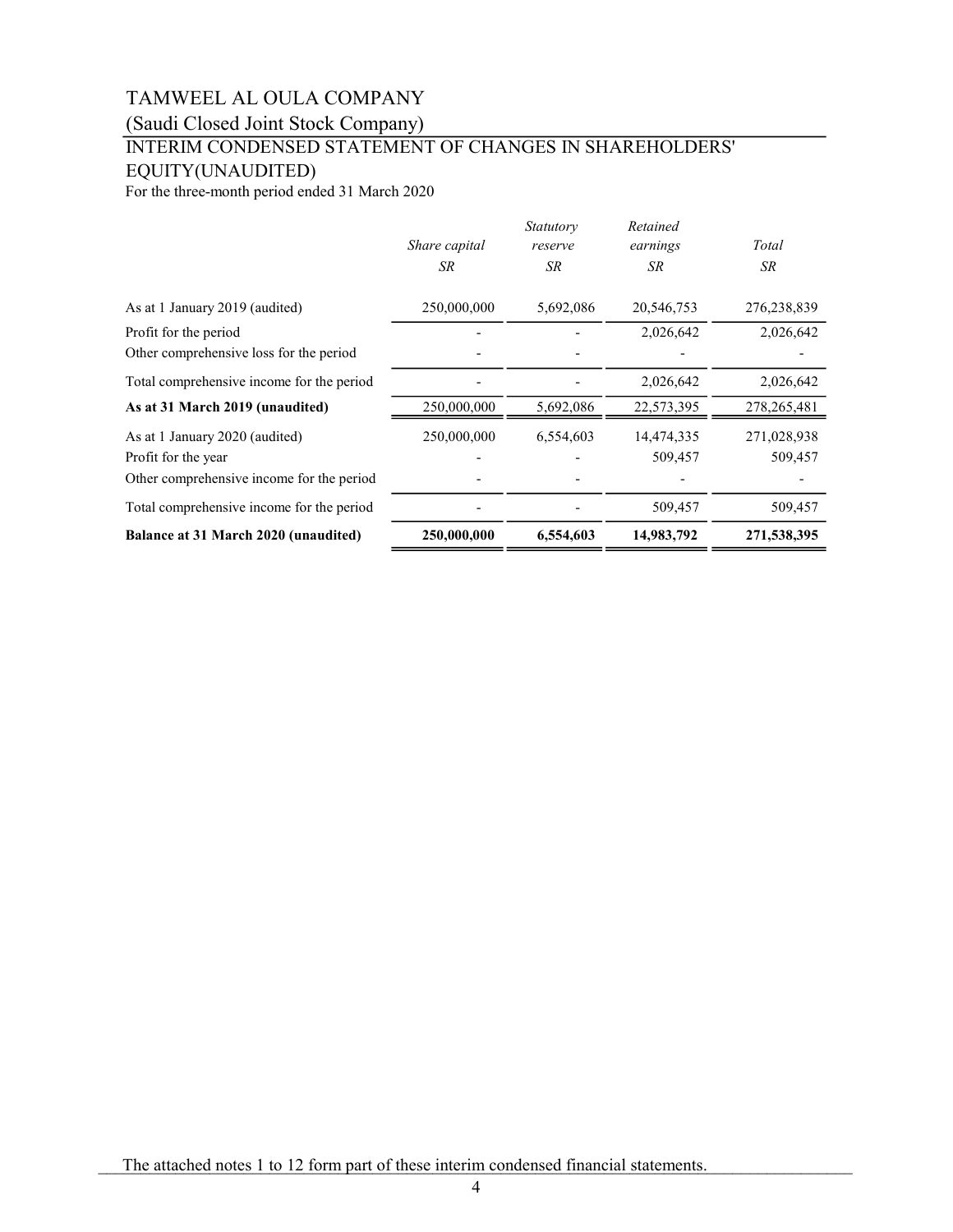# TAMWEEL AL OULA COMPANY

## (Saudi Closed Joint Stock Company)

## INTERIM CONDENSED STATEMENT OF CHANGES IN SHAREHOLDERS' EQUITY(UNAUDITED)

For the three-month period ended 31 March 2020

| | *Share capital* | *Statutory reserve* | *Retained earnings* | *Total* |
|---|---|---|---|---|
| | *SR* | *SR* | *SR* | *SR* |
| As at 1 January 2019 (audited) | 250,000,000 | 5,692,086 | 20,546,753 | 276,238,839 |
| Profit for the period | - | - | 2,026,642 | 2,026,642 |
| Other comprehensive loss for the period | - | - | - | - |
| Total comprehensive income for the period | - | - | 2,026,642 | 2,026,642 |
| **As at 31 March 2019 (unaudited)** | 250,000,000 | 5,692,086 | 22,573,395 | 278,265,481 |
| As at 1 January 2020 (audited) | 250,000,000 | 6,554,603 | 14,474,335 | 271,028,938 |
| Profit for the year | - | - | 509,457 | 509,457 |
| Other comprehensive income for the period | - | - | - | - |
| Total comprehensive income for the period | - | - | 509,457 | 509,457 |
| **Balance at 31 March 2020 (unaudited)** | **250,000,000** | **6,554,603** | **14,983,792** | **271,538,395** |

The attached notes 1 to 12 form part of these interim condensed financial statements.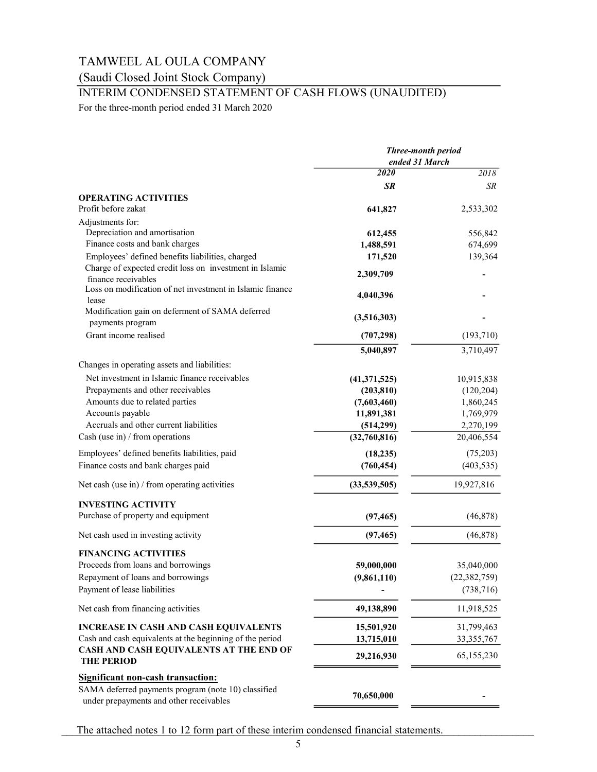# TAMWEEL AL OULA COMPANY

(Saudi Closed Joint Stock Company)

## INTERIM CONDENSED STATEMENT OF CASH FLOWS (UNAUDITED)

For the three-month period ended 31 March 2020

| | ***Three-month period ended 31 March*** | |
|---|---|---|
| | ***2020*** | *2018* |
| | ***SR*** | *SR* |
| **OPERATING ACTIVITIES** | | |
| Profit before zakat | **641,827** | 2,533,302 |
| Adjustments for: | | |
| Depreciation and amortisation | **612,455** | 556,842 |
| Finance costs and bank charges | **1,488,591** | 674,699 |
| Employees' defined benefits liabilities, charged | **171,520** | 139,364 |
| Charge of expected credit loss on investment in Islamic finance receivables | **2,309,709** | - |
| Loss on modification of net investment in Islamic finance lease | **4,040,396** | - |
| Modification gain on deferment of SAMA deferred payments program | **(3,516,303)** | - |
| Grant income realised | **(707,298)** | (193,710) |
| | **5,040,897** | 3,710,497 |
| Changes in operating assets and liabilities: | | |
| Net investment in Islamic finance receivables | **(41,371,525)** | 10,915,838 |
| Prepayments and other receivables | **(203,810)** | (120,204) |
| Amounts due to related parties | **(7,603,460)** | 1,860,245 |
| Accounts payable | **11,891,381** | 1,769,979 |
| Accruals and other current liabilities | **(514,299)** | 2,270,199 |
| Cash (use in) / from operations | **(32,760,816)** | 20,406,554 |
| Employees' defined benefits liabilities, paid | **(18,235)** | (75,203) |
| Finance costs and bank charges paid | **(760,454)** | (403,535) |
| Net cash (use in) / from operating activities | **(33,539,505)** | 19,927,816 |
| **INVESTING ACTIVITY** | | |
| Purchase of property and equipment | **(97,465)** | (46,878) |
| Net cash used in investing activity | **(97,465)** | (46,878) |
| **FINANCING ACTIVITIES** | | |
| Proceeds from loans and borrowings | **59,000,000** | 35,040,000 |
| Repayment of loans and borrowings | **(9,861,110)** | (22,382,759) |
| Payment of lease liabilities | **-** | (738,716) |
| Net cash from financing activities | **49,138,890** | 11,918,525 |
| **INCREASE IN CASH AND CASH EQUIVALENTS** | **15,501,920** | 31,799,463 |
| Cash and cash equivalents at the beginning of the period | **13,715,010** | 33,355,767 |
| **CASH AND CASH EQUIVALENTS AT THE END OF THE PERIOD** | **29,216,930** | 65,155,230 |
| **Significant non-cash transaction:** | | |
| SAMA deferred payments program (note 10) classified under prepayments and other receivables | **70,650,000** | - |

The attached notes 1 to 12 form part of these interim condensed financial statements.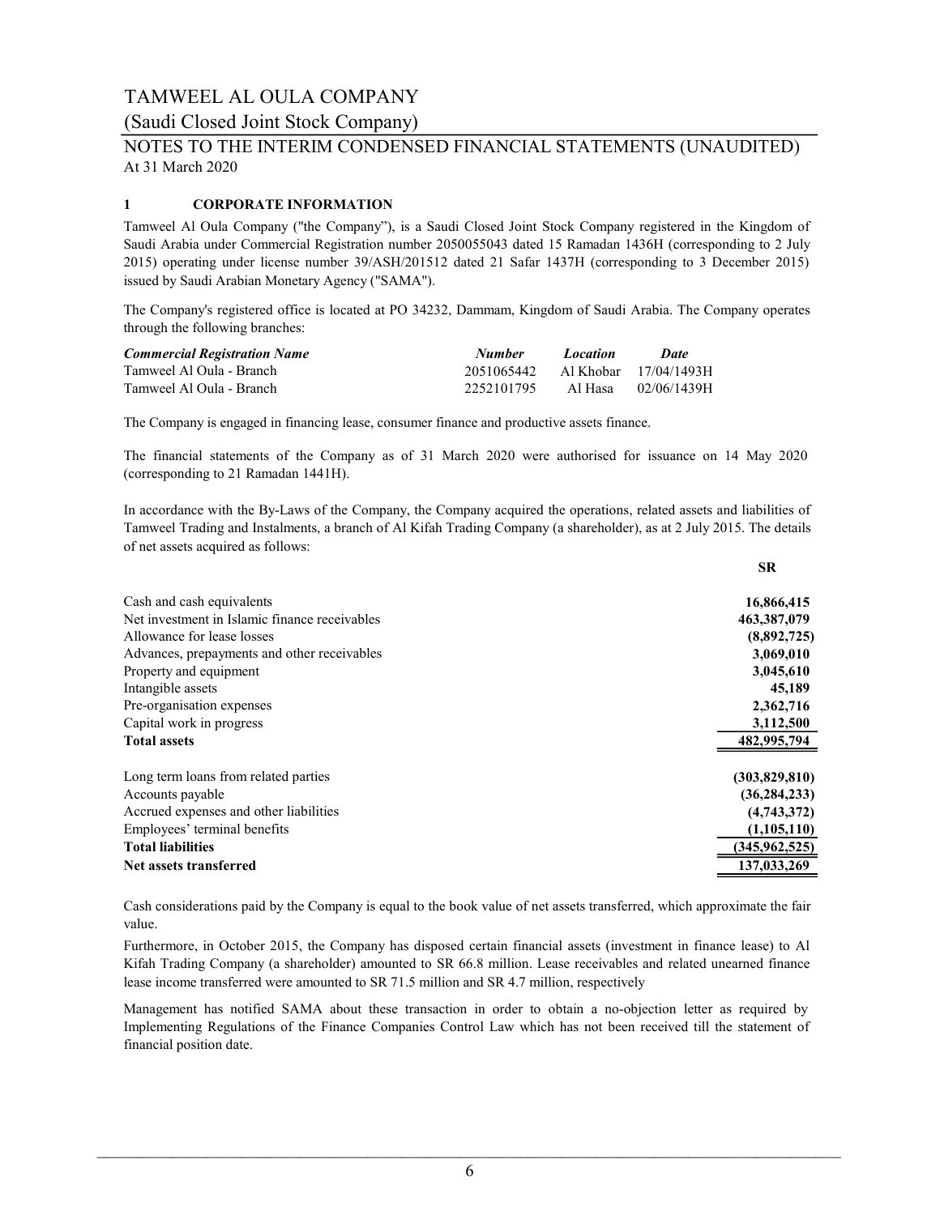# TAMWEEL AL OULA COMPANY

## (Saudi Closed Joint Stock Company)

## NOTES TO THE INTERIM CONDENSED FINANCIAL STATEMENTS (UNAUDITED)

At 31 March 2020

### 1 CORPORATE INFORMATION

Tamweel Al Oula Company ("the Company"), is a Saudi Closed Joint Stock Company registered in the Kingdom of Saudi Arabia under Commercial Registration number 2050055043 dated 15 Ramadan 1436H (corresponding to 2 July 2015) operating under license number 39/ASH/201512 dated 21 Safar 1437H (corresponding to 3 December 2015) issued by Saudi Arabian Monetary Agency ("SAMA").

The Company's registered office is located at PO 34232, Dammam, Kingdom of Saudi Arabia. The Company operates through the following branches:

| *Commercial Registration Name* | *Number* | *Location* | *Date* |
|---|---|---|---|
| Tamweel Al Oula - Branch | 2051065442 | Al Khobar | 17/04/1493H |
| Tamweel Al Oula - Branch | 2252101795 | Al Hasa | 02/06/1439H |

The Company is engaged in financing lease, consumer finance and productive assets finance.

The financial statements of the Company as of 31 March 2020 were authorised for issuance on 14 May 2020 (corresponding to 21 Ramadan 1441H).

In accordance with the By-Laws of the Company, the Company acquired the operations, related assets and liabilities of Tamweel Trading and Instalments, a branch of Al Kifah Trading Company (a shareholder), as at 2 July 2015. The details of net assets acquired as follows:

| | **SR** |
|---|---|
| Cash and cash equivalents | **16,866,415** |
| Net investment in Islamic finance receivables | **463,387,079** |
| Allowance for lease losses | **(8,892,725)** |
| Advances, prepayments and other receivables | **3,069,010** |
| Property and equipment | **3,045,610** |
| Intangible assets | **45,189** |
| Pre-organisation expenses | **2,362,716** |
| Capital work in progress | **3,112,500** |
| **Total assets** | **482,995,794** |
| | |
| Long term loans from related parties | **(303,829,810)** |
| Accounts payable | **(36,284,233)** |
| Accrued expenses and other liabilities | **(4,743,372)** |
| Employees' terminal benefits | **(1,105,110)** |
| **Total liabilities** | **(345,962,525)** |
| **Net assets transferred** | **137,033,269** |

Cash considerations paid by the Company is equal to the book value of net assets transferred, which approximate the fair value.

Furthermore, in October 2015, the Company has disposed certain financial assets (investment in finance lease) to Al Kifah Trading Company (a shareholder) amounted to SR 66.8 million. Lease receivables and related unearned finance lease income transferred were amounted to SR 71.5 million and SR 4.7 million, respectively

Management has notified SAMA about these transaction in order to obtain a no-objection letter as required by Implementing Regulations of the Finance Companies Control Law which has not been received till the statement of financial position date.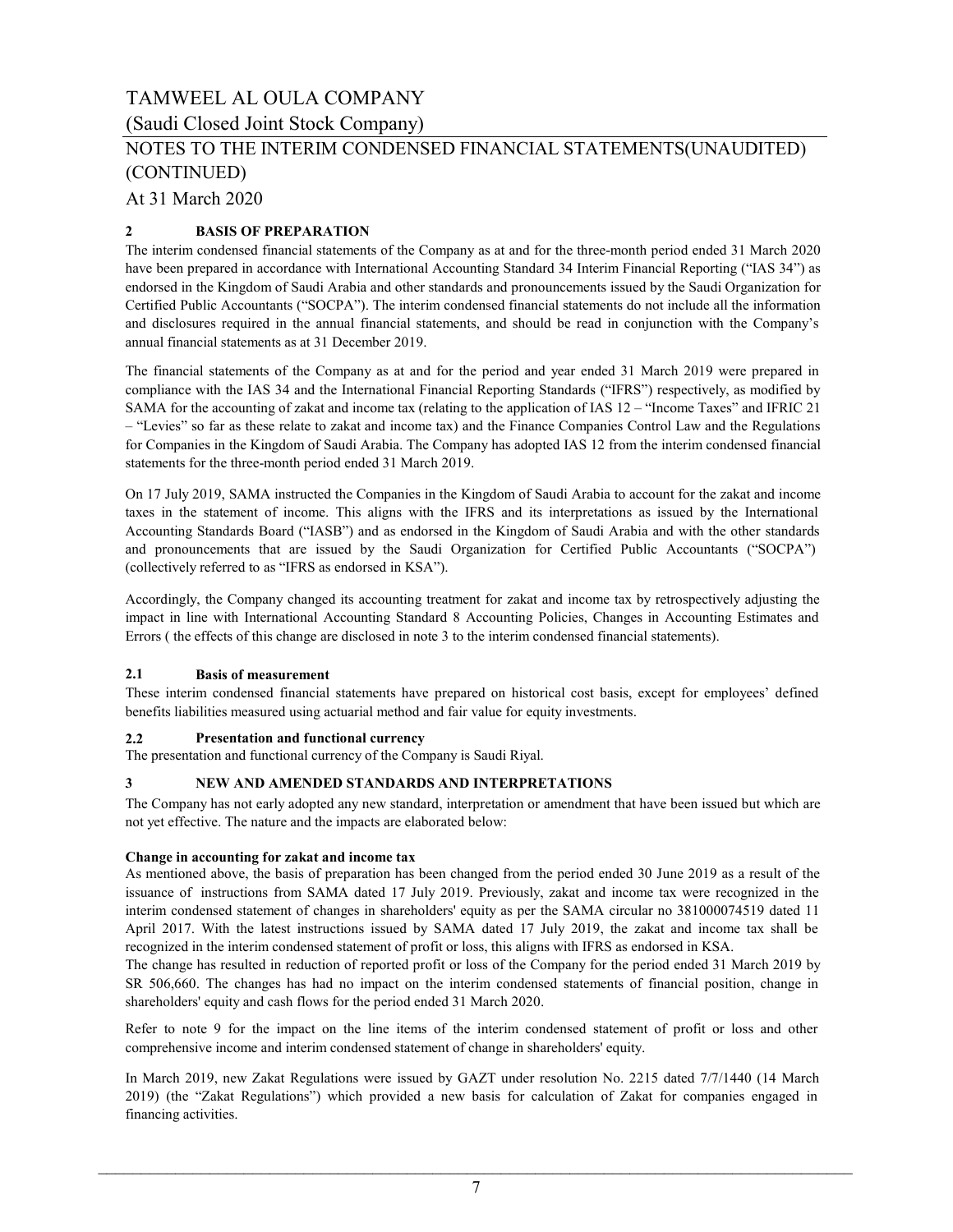# TAMWEEL AL OULA COMPANY

(Saudi Closed Joint Stock Company)

NOTES TO THE INTERIM CONDENSED FINANCIAL STATEMENTS(UNAUDITED) (CONTINUED)

At 31 March 2020

## 2 BASIS OF PREPARATION

The interim condensed financial statements of the Company as at and for the three-month period ended 31 March 2020 have been prepared in accordance with International Accounting Standard 34 Interim Financial Reporting ("IAS 34") as endorsed in the Kingdom of Saudi Arabia and other standards and pronouncements issued by the Saudi Organization for Certified Public Accountants ("SOCPA"). The interim condensed financial statements do not include all the information and disclosures required in the annual financial statements, and should be read in conjunction with the Company's annual financial statements as at 31 December 2019.

The financial statements of the Company as at and for the period and year ended 31 March 2019 were prepared in compliance with the IAS 34 and the International Financial Reporting Standards ("IFRS") respectively, as modified by SAMA for the accounting of zakat and income tax (relating to the application of IAS 12 – "Income Taxes" and IFRIC 21 – "Levies" so far as these relate to zakat and income tax) and the Finance Companies Control Law and the Regulations for Companies in the Kingdom of Saudi Arabia. The Company has adopted IAS 12 from the interim condensed financial statements for the three-month period ended 31 March 2019.

On 17 July 2019, SAMA instructed the Companies in the Kingdom of Saudi Arabia to account for the zakat and income taxes in the statement of income. This aligns with the IFRS and its interpretations as issued by the International Accounting Standards Board ("IASB") and as endorsed in the Kingdom of Saudi Arabia and with the other standards and pronouncements that are issued by the Saudi Organization for Certified Public Accountants ("SOCPA") (collectively referred to as "IFRS as endorsed in KSA").

Accordingly, the Company changed its accounting treatment for zakat and income tax by retrospectively adjusting the impact in line with International Accounting Standard 8 Accounting Policies, Changes in Accounting Estimates and Errors ( the effects of this change are disclosed in note 3 to the interim condensed financial statements).

### 2.1 Basis of measurement

These interim condensed financial statements have prepared on historical cost basis, except for employees' defined benefits liabilities measured using actuarial method and fair value for equity investments.

### 2.2 Presentation and functional currency

The presentation and functional currency of the Company is Saudi Riyal.

## 3 NEW AND AMENDED STANDARDS AND INTERPRETATIONS

The Company has not early adopted any new standard, interpretation or amendment that have been issued but which are not yet effective. The nature and the impacts are elaborated below:

**Change in accounting for zakat and income tax**

As mentioned above, the basis of preparation has been changed from the period ended 30 June 2019 as a result of the issuance of instructions from SAMA dated 17 July 2019. Previously, zakat and income tax were recognized in the interim condensed statement of changes in shareholders' equity as per the SAMA circular no 381000074519 dated 11 April 2017. With the latest instructions issued by SAMA dated 17 July 2019, the zakat and income tax shall be recognized in the interim condensed statement of profit or loss, this aligns with IFRS as endorsed in KSA.

The change has resulted in reduction of reported profit or loss of the Company for the period ended 31 March 2019 by SR 506,660. The changes has had no impact on the interim condensed statements of financial position, change in shareholders' equity and cash flows for the period ended 31 March 2020.

Refer to note 9 for the impact on the line items of the interim condensed statement of profit or loss and other comprehensive income and interim condensed statement of change in shareholders' equity.

In March 2019, new Zakat Regulations were issued by GAZT under resolution No. 2215 dated 7/7/1440 (14 March 2019) (the "Zakat Regulations") which provided a new basis for calculation of Zakat for companies engaged in financing activities.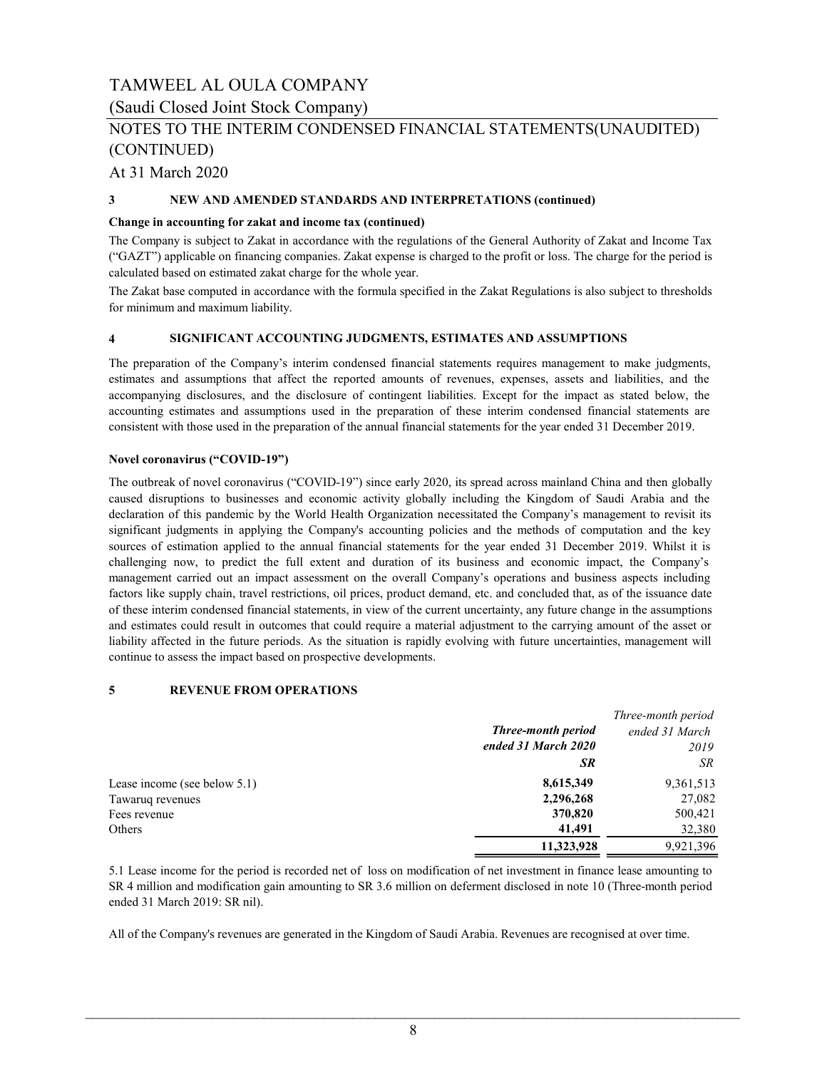# TAMWEEL AL OULA COMPANY

## (Saudi Closed Joint Stock Company)

## NOTES TO THE INTERIM CONDENSED FINANCIAL STATEMENTS(UNAUDITED) (CONTINUED)

At 31 March 2020

### 3 NEW AND AMENDED STANDARDS AND INTERPRETATIONS (continued)

**Change in accounting for zakat and income tax (continued)**

The Company is subject to Zakat in accordance with the regulations of the General Authority of Zakat and Income Tax ("GAZT") applicable on financing companies. Zakat expense is charged to the profit or loss. The charge for the period is calculated based on estimated zakat charge for the whole year.

The Zakat base computed in accordance with the formula specified in the Zakat Regulations is also subject to thresholds for minimum and maximum liability.

### 4 SIGNIFICANT ACCOUNTING JUDGMENTS, ESTIMATES AND ASSUMPTIONS

The preparation of the Company's interim condensed financial statements requires management to make judgments, estimates and assumptions that affect the reported amounts of revenues, expenses, assets and liabilities, and the accompanying disclosures, and the disclosure of contingent liabilities. Except for the impact as stated below, the accounting estimates and assumptions used in the preparation of these interim condensed financial statements are consistent with those used in the preparation of the annual financial statements for the year ended 31 December 2019.

**Novel coronavirus ("COVID-19")**

The outbreak of novel coronavirus ("COVID-19") since early 2020, its spread across mainland China and then globally caused disruptions to businesses and economic activity globally including the Kingdom of Saudi Arabia and the declaration of this pandemic by the World Health Organization necessitated the Company's management to revisit its significant judgments in applying the Company's accounting policies and the methods of computation and the key sources of estimation applied to the annual financial statements for the year ended 31 December 2019. Whilst it is challenging now, to predict the full extent and duration of its business and economic impact, the Company's management carried out an impact assessment on the overall Company's operations and business aspects including factors like supply chain, travel restrictions, oil prices, product demand, etc. and concluded that, as of the issuance date of these interim condensed financial statements, in view of the current uncertainty, any future change in the assumptions and estimates could result in outcomes that could require a material adjustment to the carrying amount of the asset or liability affected in the future periods. As the situation is rapidly evolving with future uncertainties, management will continue to assess the impact based on prospective developments.

### 5 REVENUE FROM OPERATIONS

| | ***Three-month period ended 31 March 2020*** | *Three-month period ended 31 March 2019* |
|---|---|---|
| | ***SR*** | *SR* |
| Lease income (see below 5.1) | **8,615,349** | 9,361,513 |
| Tawaruq revenues | **2,296,268** | 27,082 |
| Fees revenue | **370,820** | 500,421 |
| Others | **41,491** | 32,380 |
| | **11,323,928** | 9,921,396 |

5.1 Lease income for the period is recorded net of loss on modification of net investment in finance lease amounting to SR 4 million and modification gain amounting to SR 3.6 million on deferment disclosed in note 10 (Three-month period ended 31 March 2019: SR nil).

All of the Company's revenues are generated in the Kingdom of Saudi Arabia. Revenues are recognised at over time.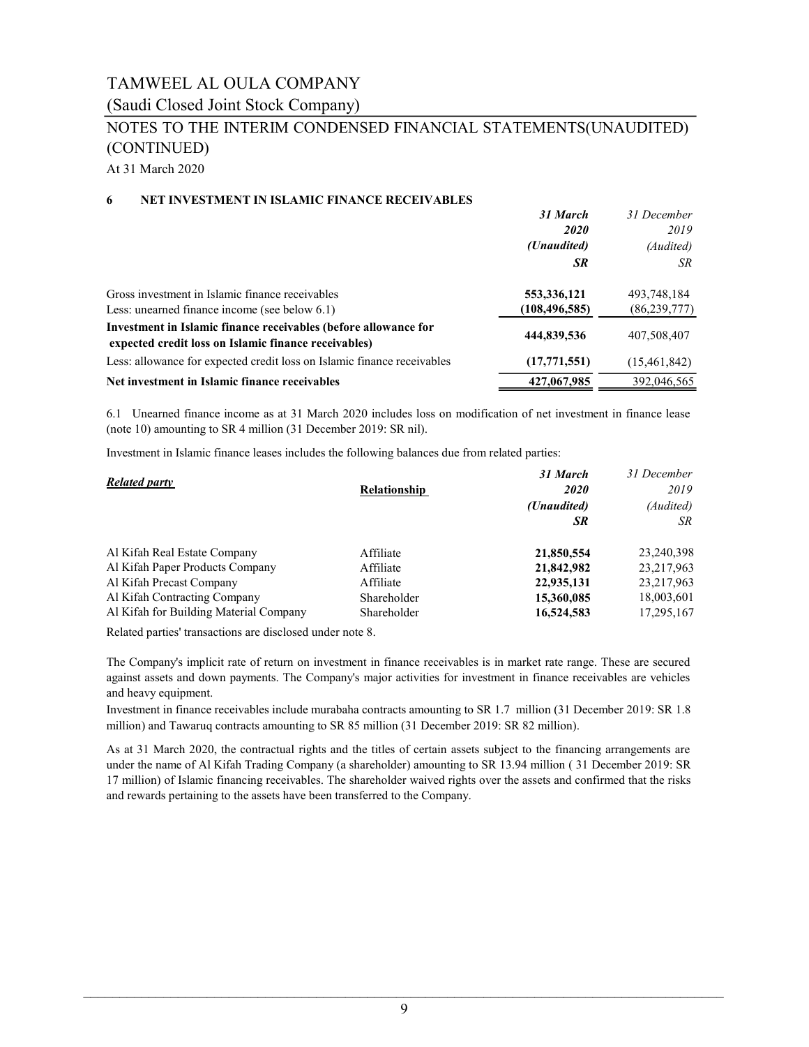# TAMWEEL AL OULA COMPANY

## (Saudi Closed Joint Stock Company)

## NOTES TO THE INTERIM CONDENSED FINANCIAL STATEMENTS(UNAUDITED) (CONTINUED)

At 31 March 2020

### 6 NET INVESTMENT IN ISLAMIC FINANCE RECEIVABLES

| | ***31 March 2020*** | *31 December 2019* |
|---|---|---|
| | ***(Unaudited)*** | *(Audited)* |
| | ***SR*** | *SR* |
| Gross investment in Islamic finance receivables | **553,336,121** | 493,748,184 |
| Less: unearned finance income (see below 6.1) | **(108,496,585)** | (86,239,777) |
| **Investment in Islamic finance receivables (before allowance for expected credit loss on Islamic finance receivables)** | **444,839,536** | 407,508,407 |
| Less: allowance for expected credit loss on Islamic finance receivables | **(17,771,551)** | (15,461,842) |
| **Net investment in Islamic finance receivables** | **427,067,985** | 392,046,565 |

6.1 Unearned finance income as at 31 March 2020 includes loss on modification of net investment in finance lease (note 10) amounting to SR 4 million (31 December 2019: SR nil).

Investment in Islamic finance leases includes the following balances due from related parties:

| ***Related party*** | **Relationship** | ***31 March 2020*** | *31 December 2019* |
|---|---|---|---|
| | | ***(Unaudited)*** | *(Audited)* |
| | | ***SR*** | *SR* |
| Al Kifah Real Estate Company | Affiliate | **21,850,554** | 23,240,398 |
| Al Kifah Paper Products Company | Affiliate | **21,842,982** | 23,217,963 |
| Al Kifah Precast Company | Affiliate | **22,935,131** | 23,217,963 |
| Al Kifah Contracting Company | Shareholder | **15,360,085** | 18,003,601 |
| Al Kifah for Building Material Company | Shareholder | **16,524,583** | 17,295,167 |

Related parties' transactions are disclosed under note 8.

The Company's implicit rate of return on investment in finance receivables is in market rate range. These are secured against assets and down payments. The Company's major activities for investment in finance receivables are vehicles and heavy equipment.

Investment in finance receivables include murabaha contracts amounting to SR 1.7 million (31 December 2019: SR 1.8 million) and Tawaruq contracts amounting to SR 85 million (31 December 2019: SR 82 million).

As at 31 March 2020, the contractual rights and the titles of certain assets subject to the financing arrangements are under the name of Al Kifah Trading Company (a shareholder) amounting to SR 13.94 million ( 31 December 2019: SR 17 million) of Islamic financing receivables. The shareholder waived rights over the assets and confirmed that the risks and rewards pertaining to the assets have been transferred to the Company.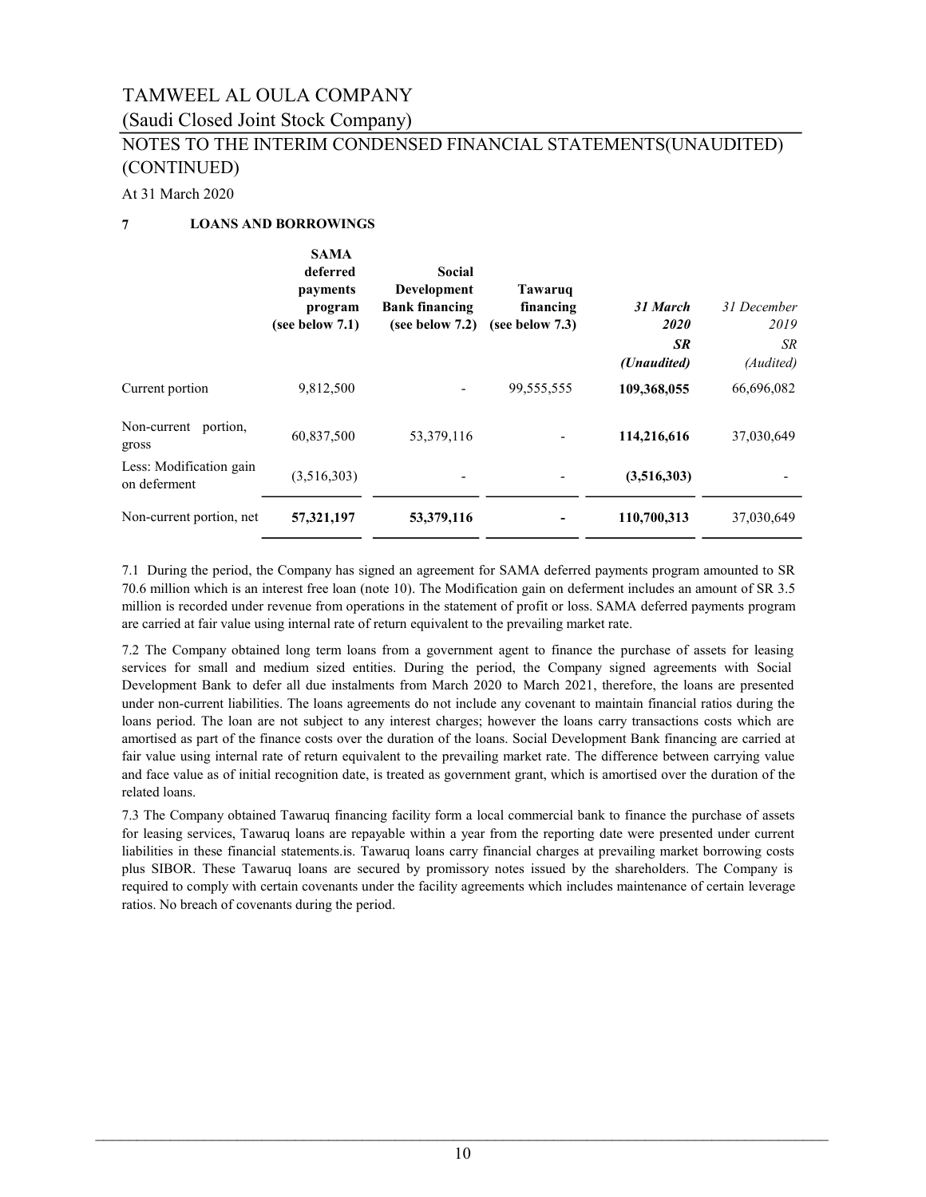# TAMWEEL AL OULA COMPANY

(Saudi Closed Joint Stock Company)

NOTES TO THE INTERIM CONDENSED FINANCIAL STATEMENTS(UNAUDITED) (CONTINUED)

At 31 March 2020

## 7 LOANS AND BORROWINGS

| | SAMA deferred payments program (see below 7.1) | Social Development Bank financing (see below 7.2) | Tawaruq financing (see below 7.3) | *31 March 2020* | *31 December 2019* |
|---|---|---|---|---|---|
| | | | | ***SR*** | *SR* |
| | | | | ***(Unaudited)*** | *(Audited)* |
| Current portion | 9,812,500 | - | 99,555,555 | **109,368,055** | 66,696,082 |
| Non-current portion, gross | 60,837,500 | 53,379,116 | - | **114,216,616** | 37,030,649 |
| Less: Modification gain on deferment | (3,516,303) | - | - | **(3,516,303)** | - |
| Non-current portion, net | **57,321,197** | **53,379,116** | **-** | **110,700,313** | 37,030,649 |

7.1 During the period, the Company has signed an agreement for SAMA deferred payments program amounted to SR 70.6 million which is an interest free loan (note 10). The Modification gain on deferment includes an amount of SR 3.5 million is recorded under revenue from operations in the statement of profit or loss. SAMA deferred payments program are carried at fair value using internal rate of return equivalent to the prevailing market rate.

7.2 The Company obtained long term loans from a government agent to finance the purchase of assets for leasing services for small and medium sized entities. During the period, the Company signed agreements with Social Development Bank to defer all due instalments from March 2020 to March 2021, therefore, the loans are presented under non-current liabilities. The loans agreements do not include any covenant to maintain financial ratios during the loans period. The loan are not subject to any interest charges; however the loans carry transactions costs which are amortised as part of the finance costs over the duration of the loans. Social Development Bank financing are carried at fair value using internal rate of return equivalent to the prevailing market rate. The difference between carrying value and face value as of initial recognition date, is treated as government grant, which is amortised over the duration of the related loans.

7.3 The Company obtained Tawaruq financing facility form a local commercial bank to finance the purchase of assets for leasing services, Tawaruq loans are repayable within a year from the reporting date were presented under current liabilities in these financial statements.is. Tawaruq loans carry financial charges at prevailing market borrowing costs plus SIBOR. These Tawaruq loans are secured by promissory notes issued by the shareholders. The Company is required to comply with certain covenants under the facility agreements which includes maintenance of certain leverage ratios. No breach of covenants during the period.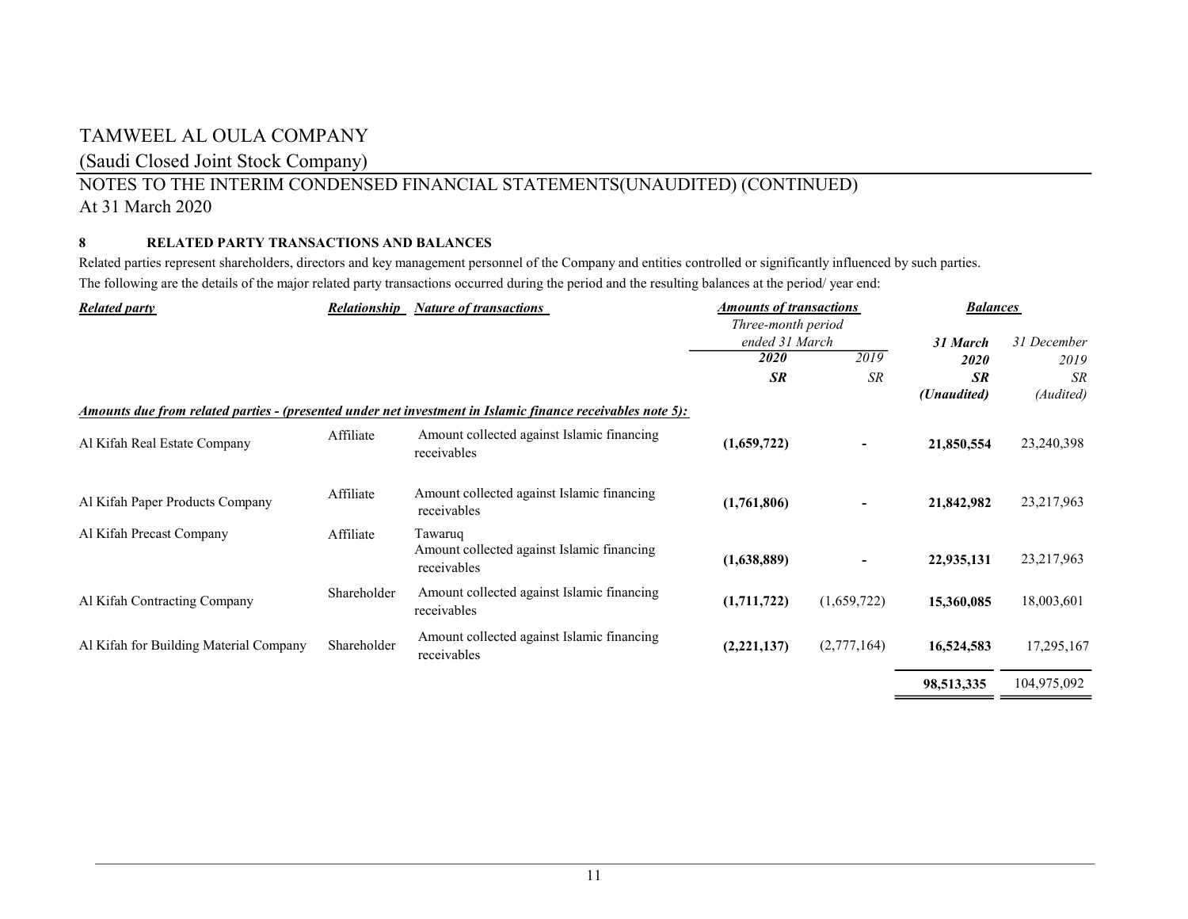# TAMWEEL AL OULA COMPANY

(Saudi Closed Joint Stock Company)

NOTES TO THE INTERIM CONDENSED FINANCIAL STATEMENTS(UNAUDITED) (CONTINUED)

At 31 March 2020

## 8 RELATED PARTY TRANSACTIONS AND BALANCES

Related parties represent shareholders, directors and key management personnel of the Company and entities controlled or significantly influenced by such parties.

The following are the details of the major related party transactions occurred during the period and the resulting balances at the period/ year end:

| ***Related party*** | ***Relationship*** | ***Nature of transactions*** | ***Amounts of transactions*** *Three-month period ended 31 March* | | ***Balances*** | |
|---|---|---|---|---|---|---|
| | | | ***2020*** | *2019* | ***31 March 2020*** | *31 December 2019* |
| | | | ***SR*** | *SR* | ***SR (Unaudited)*** | *SR (Audited)* |
| ***Amounts due from related parties - (presented under net investment in Islamic finance receivables note 5):*** | | | | | | |
| Al Kifah Real Estate Company | Affiliate | Amount collected against Islamic financing receivables | **(1,659,722)** | **-** | **21,850,554** | 23,240,398 |
| Al Kifah Paper Products Company | Affiliate | Amount collected against Islamic financing receivables | **(1,761,806)** | **-** | **21,842,982** | 23,217,963 |
| Al Kifah Precast Company | Affiliate | Tawaruq Amount collected against Islamic financing receivables | **(1,638,889)** | **-** | **22,935,131** | 23,217,963 |
| Al Kifah Contracting Company | Shareholder | Amount collected against Islamic financing receivables | **(1,711,722)** | (1,659,722) | **15,360,085** | 18,003,601 |
| Al Kifah for Building Material Company | Shareholder | Amount collected against Islamic financing receivables | **(2,221,137)** | (2,777,164) | **16,524,583** | 17,295,167 |
| | | | | | **98,513,335** | 104,975,092 |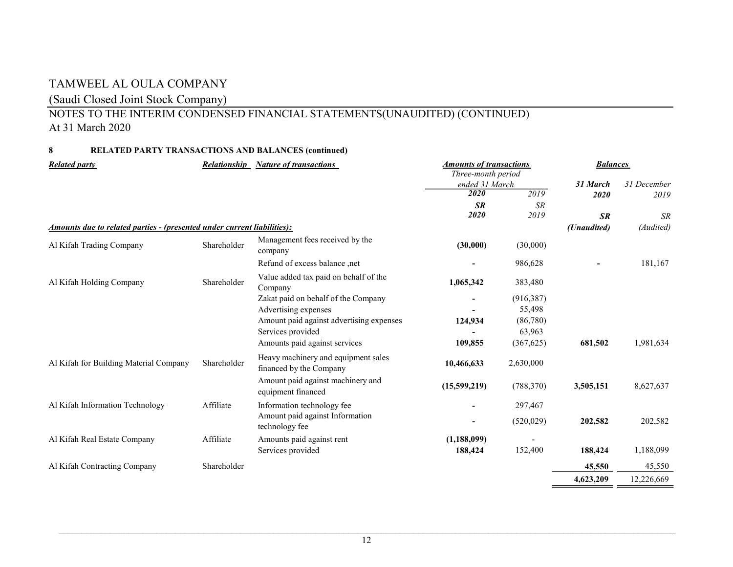TAMWEEL AL OULA COMPANY

(Saudi Closed Joint Stock Company)

NOTES TO THE INTERIM CONDENSED FINANCIAL STATEMENTS(UNAUDITED) (CONTINUED)

At 31 March 2020

**8 RELATED PARTY TRANSACTIONS AND BALANCES (continued)**

| ***Related party*** | ***Relationship*** | ***Nature of transactions*** | ***Amounts of transactions*** Three-month period ended 31 March | | ***Balances*** | |
|---|---|---|---|---|---|---|
| | | | ***2020*** | *2019* | ***31 March 2020*** | *31 December 2019* |
| | | | ***SR 2020*** | *SR 2019* | ***SR (Unaudited)*** | *SR (Audited)* |
| ***Amounts due to related parties - (presented under current liabilities):*** | | | | | | |
| Al Kifah Trading Company | Shareholder | Management fees received by the company | **(30,000)** | (30,000) | | |
| | | Refund of excess balance ,net | **-** | 986,628 | **-** | 181,167 |
| Al Kifah Holding Company | Shareholder | Value added tax paid on behalf of the Company | **1,065,342** | 383,480 | | |
| | | Zakat paid on behalf of the Company | **-** | (916,387) | | |
| | | Advertising expenses | **-** | 55,498 | | |
| | | Amount paid against advertising expenses | **124,934** | (86,780) | | |
| | | Services provided | **-** | 63,963 | | |
| | | Amounts paid against services | **109,855** | (367,625) | **681,502** | 1,981,634 |
| Al Kifah for Building Material Company | Shareholder | Heavy machinery and equipment sales financed by the Company | **10,466,633** | 2,630,000 | | |
| | | Amount paid against machinery and equipment financed | **(15,599,219)** | (788,370) | **3,505,151** | 8,627,637 |
| Al Kifah Information Technology | Affiliate | Information technology fee | **-** | 297,467 | | |
| | | Amount paid against Information technology fee | **-** | (520,029) | **202,582** | 202,582 |
| Al Kifah Real Estate Company | Affiliate | Amounts paid against rent | **(1,188,099)** | - | | |
| | | Services provided | **188,424** | 152,400 | **188,424** | 1,188,099 |
| Al Kifah Contracting Company | Shareholder | | | | **45,550** | 45,550 |
| | | | | | **4,623,209** | 12,226,669 |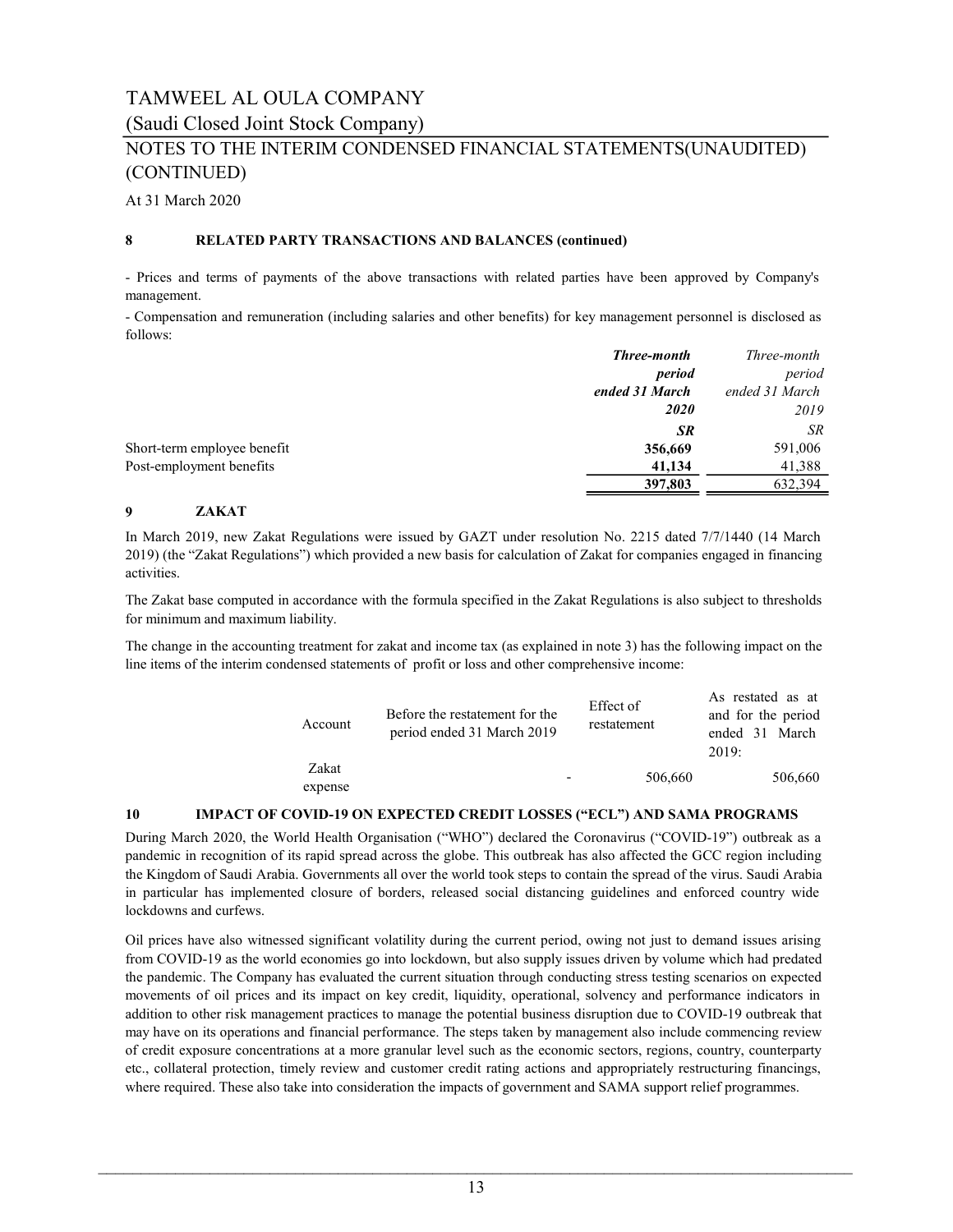# TAMWEEL AL OULA COMPANY

## (Saudi Closed Joint Stock Company)

## NOTES TO THE INTERIM CONDENSED FINANCIAL STATEMENTS(UNAUDITED) (CONTINUED)

At 31 March 2020

### 8 RELATED PARTY TRANSACTIONS AND BALANCES (continued)

- Prices and terms of payments of the above transactions with related parties have been approved by Company's management.
- Compensation and remuneration (including salaries and other benefits) for key management personnel is disclosed as follows:

| | ***Three-month period ended 31 March 2020*** | *Three-month period ended 31 March 2019* |
|---|---|---|
| | ***SR*** | *SR* |
| Short-term employee benefit | **356,669** | 591,006 |
| Post-employment benefits | **41,134** | 41,388 |
| | **397,803** | 632,394 |

### 9 ZAKAT

In March 2019, new Zakat Regulations were issued by GAZT under resolution No. 2215 dated 7/7/1440 (14 March 2019) (the "Zakat Regulations") which provided a new basis for calculation of Zakat for companies engaged in financing activities.

The Zakat base computed in accordance with the formula specified in the Zakat Regulations is also subject to thresholds for minimum and maximum liability.

The change in the accounting treatment for zakat and income tax (as explained in note 3) has the following impact on the line items of the interim condensed statements of profit or loss and other comprehensive income:

| Account | Before the restatement for the period ended 31 March 2019 | Effect of restatement | As restated as at and for the period ended 31 March 2019: |
|---|---|---|---|
| Zakat expense | - | 506,660 | 506,660 |

### 10 IMPACT OF COVID-19 ON EXPECTED CREDIT LOSSES ("ECL") AND SAMA PROGRAMS

During March 2020, the World Health Organisation ("WHO") declared the Coronavirus ("COVID-19") outbreak as a pandemic in recognition of its rapid spread across the globe. This outbreak has also affected the GCC region including the Kingdom of Saudi Arabia. Governments all over the world took steps to contain the spread of the virus. Saudi Arabia in particular has implemented closure of borders, released social distancing guidelines and enforced country wide lockdowns and curfews.

Oil prices have also witnessed significant volatility during the current period, owing not just to demand issues arising from COVID-19 as the world economies go into lockdown, but also supply issues driven by volume which had predated the pandemic. The Company has evaluated the current situation through conducting stress testing scenarios on expected movements of oil prices and its impact on key credit, liquidity, operational, solvency and performance indicators in addition to other risk management practices to manage the potential business disruption due to COVID-19 outbreak that may have on its operations and financial performance. The steps taken by management also include commencing review of credit exposure concentrations at a more granular level such as the economic sectors, regions, country, counterparty etc., collateral protection, timely review and customer credit rating actions and appropriately restructuring financings, where required. These also take into consideration the impacts of government and SAMA support relief programmes.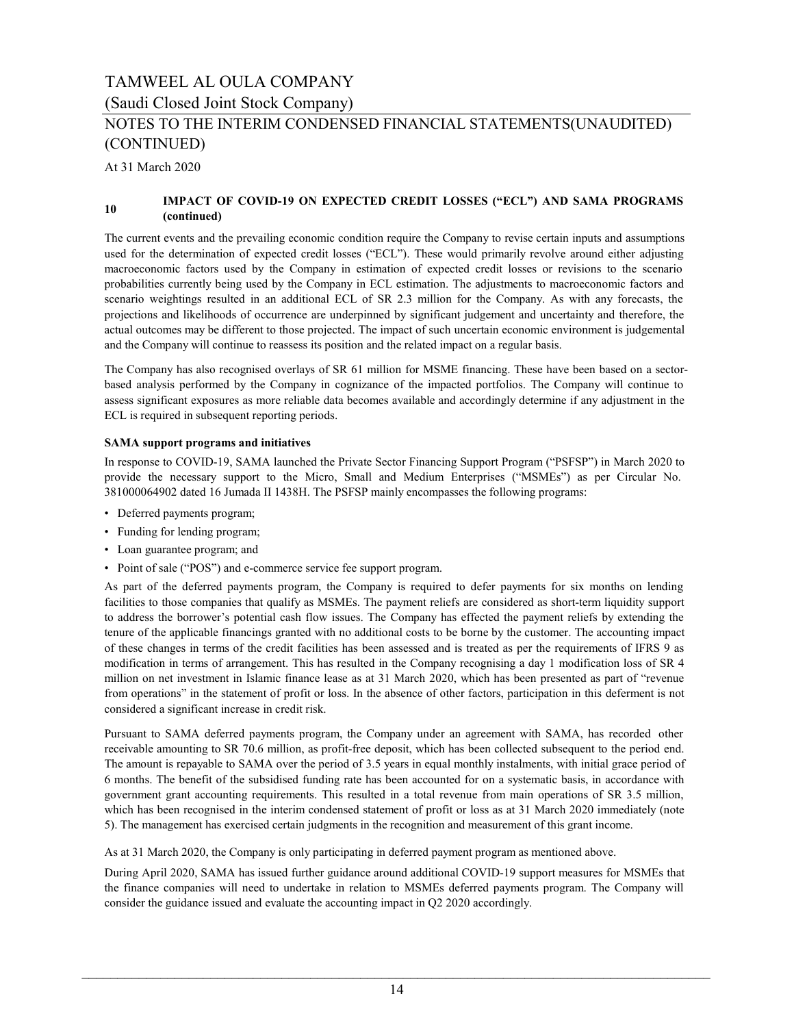## 10 IMPACT OF COVID-19 ON EXPECTED CREDIT LOSSES ("ECL") AND SAMA PROGRAMS (continued)

The current events and the prevailing economic condition require the Company to revise certain inputs and assumptions used for the determination of expected credit losses ("ECL"). These would primarily revolve around either adjusting macroeconomic factors used by the Company in estimation of expected credit losses or revisions to the scenario probabilities currently being used by the Company in ECL estimation. The adjustments to macroeconomic factors and scenario weightings resulted in an additional ECL of SR 2.3 million for the Company. As with any forecasts, the projections and likelihoods of occurrence are underpinned by significant judgement and uncertainty and therefore, the actual outcomes may be different to those projected. The impact of such uncertain economic environment is judgemental and the Company will continue to reassess its position and the related impact on a regular basis.

The Company has also recognised overlays of SR 61 million for MSME financing. These have been based on a sector-based analysis performed by the Company in cognizance of the impacted portfolios. The Company will continue to assess significant exposures as more reliable data becomes available and accordingly determine if any adjustment in the ECL is required in subsequent reporting periods.

**SAMA support programs and initiatives**

In response to COVID-19, SAMA launched the Private Sector Financing Support Program ("PSFSP") in March 2020 to provide the necessary support to the Micro, Small and Medium Enterprises ("MSMEs") as per Circular No. 381000064902 dated 16 Jumada II 1438H. The PSFSP mainly encompasses the following programs:

- Deferred payments program;
- Funding for lending program;
- Loan guarantee program; and
- Point of sale ("POS") and e-commerce service fee support program.

As part of the deferred payments program, the Company is required to defer payments for six months on lending facilities to those companies that qualify as MSMEs. The payment reliefs are considered as short-term liquidity support to address the borrower's potential cash flow issues. The Company has effected the payment reliefs by extending the tenure of the applicable financings granted with no additional costs to be borne by the customer. The accounting impact of these changes in terms of the credit facilities has been assessed and is treated as per the requirements of IFRS 9 as modification in terms of arrangement. This has resulted in the Company recognising a day 1 modification loss of SR 4 million on net investment in Islamic finance lease as at 31 March 2020, which has been presented as part of "revenue from operations" in the statement of profit or loss. In the absence of other factors, participation in this deferment is not considered a significant increase in credit risk.

Pursuant to SAMA deferred payments program, the Company under an agreement with SAMA, has recorded other receivable amounting to SR 70.6 million, as profit-free deposit, which has been collected subsequent to the period end. The amount is repayable to SAMA over the period of 3.5 years in equal monthly instalments, with initial grace period of 6 months. The benefit of the subsidised funding rate has been accounted for on a systematic basis, in accordance with government grant accounting requirements. This resulted in a total revenue from main operations of SR 3.5 million, which has been recognised in the interim condensed statement of profit or loss as at 31 March 2020 immediately (note 5). The management has exercised certain judgments in the recognition and measurement of this grant income.

As at 31 March 2020, the Company is only participating in deferred payment program as mentioned above.

During April 2020, SAMA has issued further guidance around additional COVID-19 support measures for MSMEs that the finance companies will need to undertake in relation to MSMEs deferred payments program. The Company will consider the guidance issued and evaluate the accounting impact in Q2 2020 accordingly.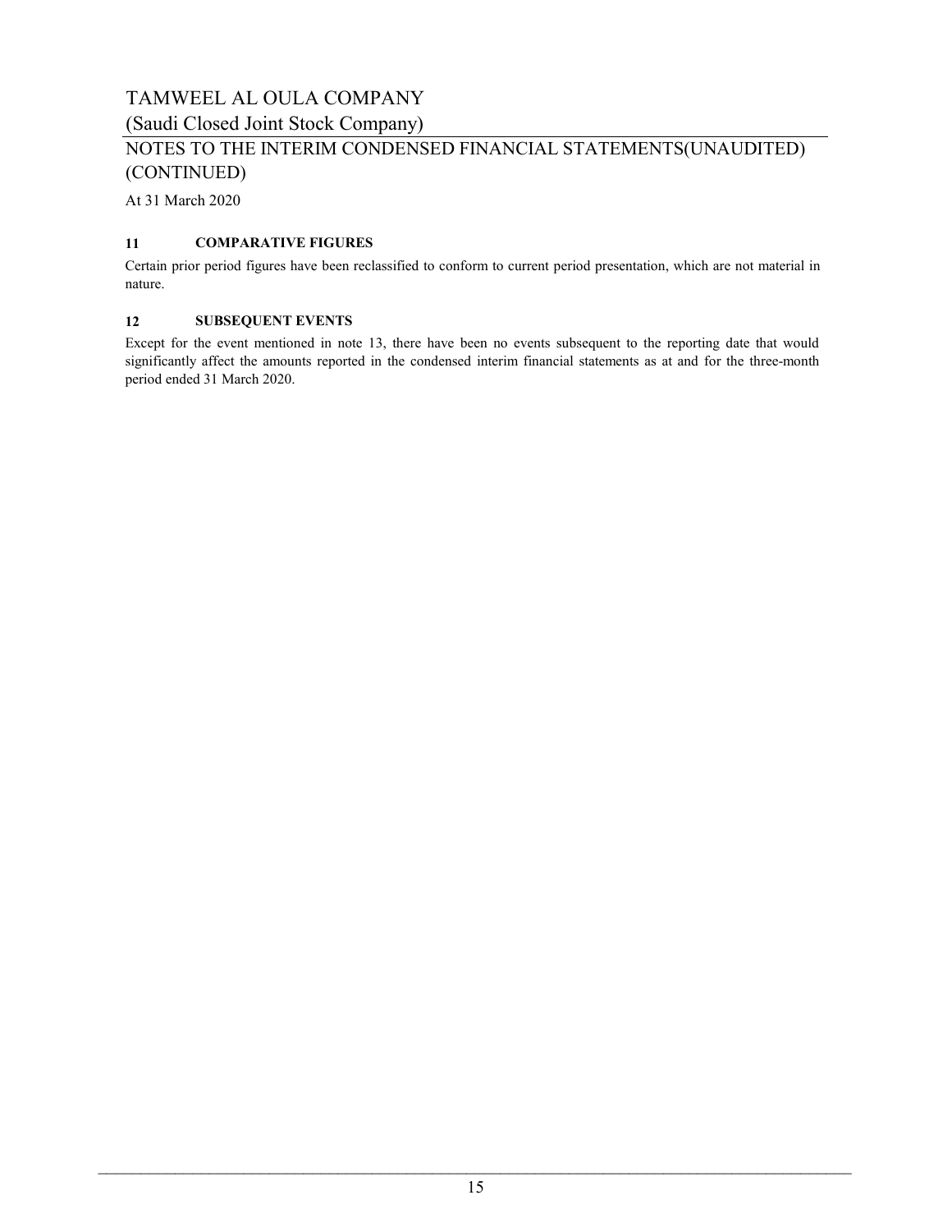## 11 COMPARATIVE FIGURES

Certain prior period figures have been reclassified to conform to current period presentation, which are not material in nature.

## 12 SUBSEQUENT EVENTS

Except for the event mentioned in note 13, there have been no events subsequent to the reporting date that would significantly affect the amounts reported in the condensed interim financial statements as at and for the three-month period ended 31 March 2020.